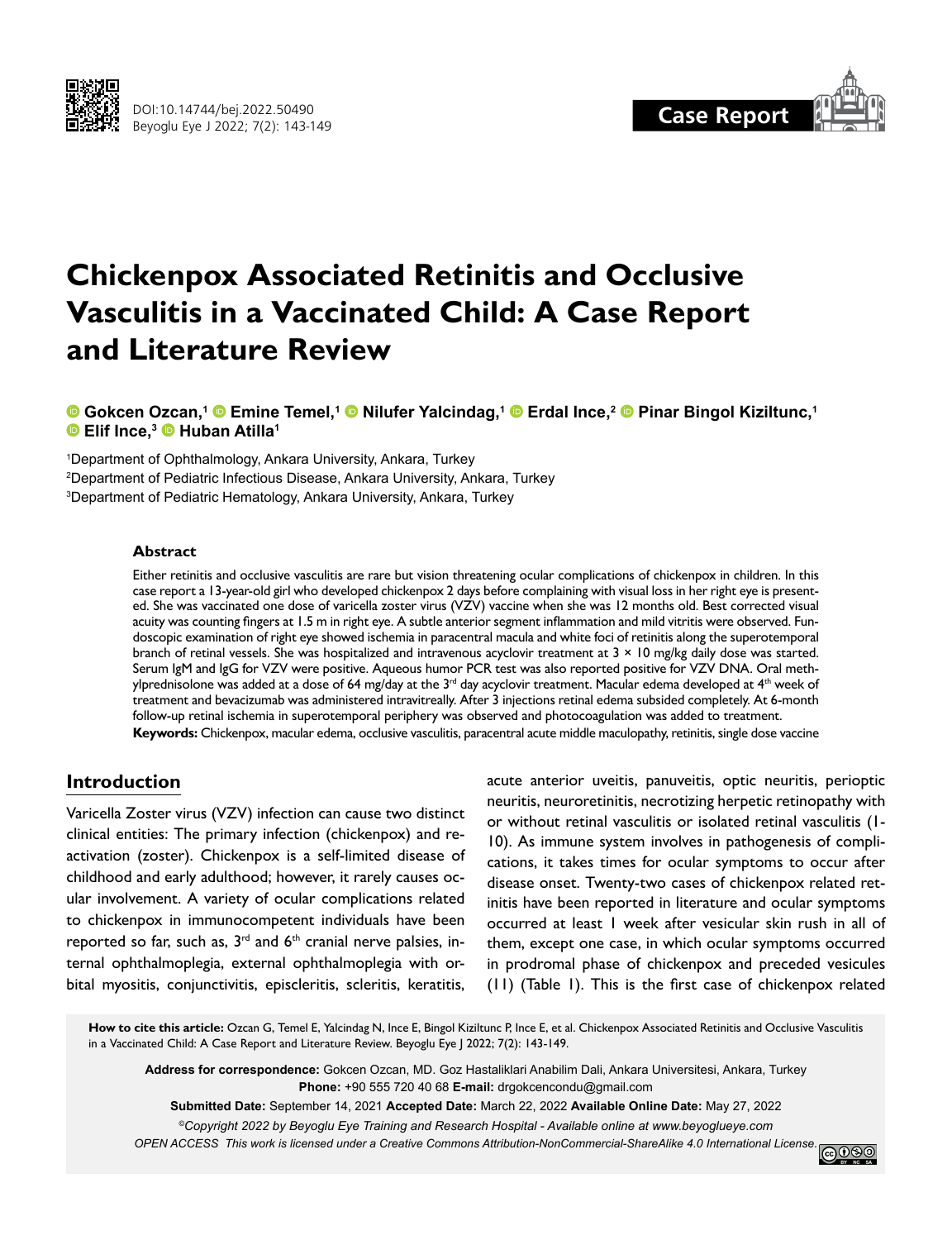Case Report

# Chickenpox Associated Retinitis and Occlusive Vasculitis in a Vaccinated Child: A Case Report and Literature Review

**Gokcen Ozcan,[1] Emine Temel,[1] Nilufer Yalcindag,[1] Erdal Ince,[2] Pinar Bingol Kiziltunc,[1] Elif Ince,[3] Huban Atilla[1]**

[1]Department of Ophthalmology, Ankara University, Ankara, Turkey
[2]Department of Pediatric Infectious Disease, Ankara University, Ankara, Turkey
[3]Department of Pediatric Hematology, Ankara University, Ankara, Turkey

### Abstract

Either retinitis and occlusive vasculitis are rare but vision threatening ocular complications of chickenpox in children. In this case report a 13-year-old girl who developed chickenpox 2 days before complaining with visual loss in her right eye is presented. She was vaccinated one dose of varicella zoster virus (VZV) vaccine when she was 12 months old. Best corrected visual acuity was counting fingers at 1.5 m in right eye. A subtle anterior segment inflammation and mild vitritis were observed. Fundoscopic examination of right eye showed ischemia in paracentral macula and white foci of retinitis along the superotemporal branch of retinal vessels. She was hospitalized and intravenous acyclovir treatment at 3 × 10 mg/kg daily dose was started. Serum IgM and IgG for VZV were positive. Aqueous humor PCR test was also reported positive for VZV DNA. Oral methylprednisolone was added at a dose of 64 mg/day at the 3rd day acyclovir treatment. Macular edema developed at 4th week of treatment and bevacizumab was administered intravitreally. After 3 injections retinal edema subsided completely. At 6-month follow-up retinal ischemia in superotemporal periphery was observed and photocoagulation was added to treatment.

**Keywords:** Chickenpox, macular edema, occlusive vasculitis, paracentral acute middle maculopathy, retinitis, single dose vaccine

## Introduction

Varicella Zoster virus (VZV) infection can cause two distinct clinical entities: The primary infection (chickenpox) and reactivation (zoster). Chickenpox is a self-limited disease of childhood and early adulthood; however, it rarely causes ocular involvement. A variety of ocular complications related to chickenpox in immunocompetent individuals have been reported so far, such as, 3rd and 6th cranial nerve palsies, internal ophthalmoplegia, external ophthalmoplegia with orbital myositis, conjunctivitis, episcleritis, scleritis, keratitis, acute anterior uveitis, panuveitis, optic neuritis, perioptic neuritis, neuroretinitis, necrotizing herpetic retinopathy with or without retinal vasculitis or isolated retinal vasculitis (1-10). As immune system involves in pathogenesis of complications, it takes times for ocular symptoms to occur after disease onset. Twenty-two cases of chickenpox related retinitis have been reported in literature and ocular symptoms occurred at least 1 week after vesicular skin rush in all of them, except one case, in which ocular symptoms occurred in prodromal phase of chickenpox and preceded vesicules (11) (Table 1). This is the first case of chickenpox related

**How to cite this article:** Ozcan G, Temel E, Yalcindag N, Ince E, Bingol Kiziltunc P, Ince E, et al. Chickenpox Associated Retinitis and Occlusive Vasculitis in a Vaccinated Child: A Case Report and Literature Review. Beyoglu Eye J 2022; 7(2): 143-149.

**Address for correspondence:** Gokcen Ozcan, MD. Goz Hastaliklari Anabilim Dali, Ankara Universitesi, Ankara, Turkey
**Phone:** +90 555 720 40 68 **E-mail:** drgokcencondu@gmail.com

**Submitted Date:** September 14, 2021 **Accepted Date:** March 22, 2022 **Available Online Date:** May 27, 2022

*©Copyright 2022 by Beyoglu Eye Training and Research Hospital - Available online at www.beyoglueye.com*

*OPEN ACCESS This work is licensed under a Creative Commons Attribution-NonCommercial-ShareAlike 4.0 International License.*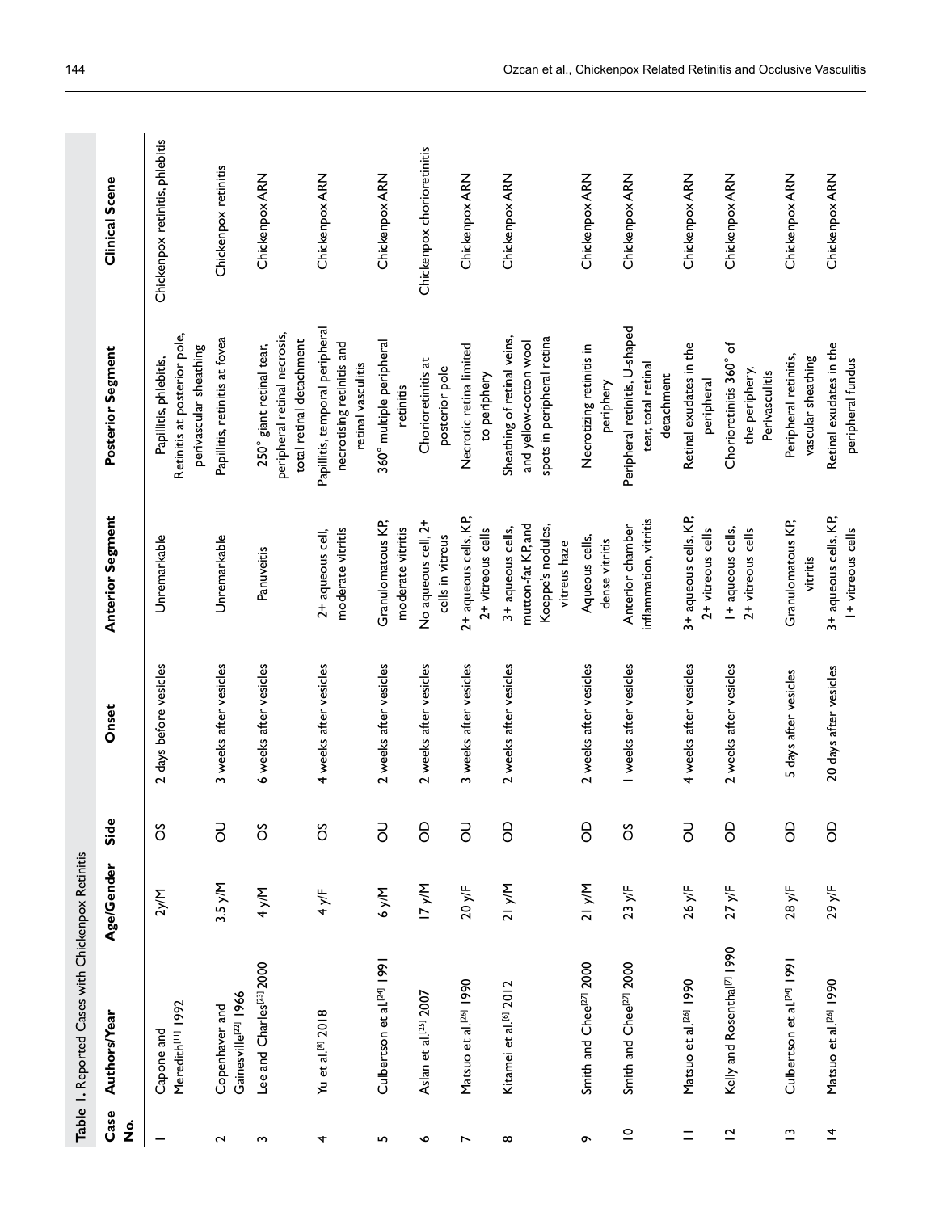**Table 1.** Reported Cases with Chickenpox Retinitis

| Case No. | Authors/Year | Age/Gender | Side | Onset | Anterior Segment | Posterior Segment | Clinical Scene |
|---|---|---|---|---|---|---|---|
| 1 | Capone and Meredith[11] 1992 | 2y/M | OS | 2 days before vesicles | Unremarkable | Papillitis, phlebitis, Retinitis at posterior pole, perivascular sheathing | Chickenpox retinitis, phlebitis |
| 2 | Copenhaver and Gainesville[22] 1966 | 3.5 y/M | OU | 3 weeks after vesicles | Unremarkable | Papillitis, retinitis at fovea | Chickenpox retinitis |
| 3 | Lee and Charles[23] 2000 | 4 y/M | OS | 6 weeks after vesicles | Panuveitis | 250° giant retinal tear, peripheral retinal necrosis, total retinal detachment | Chickenpox ARN |
| 4 | Yu et al.[8] 2018 | 4 y/F | OS | 4 weeks after vesicles | 2+ aqueous cell, moderate vitritis | Papillitis, temporal peripheral necrosing retinitis and retinal vasculitis | Chickenpox ARN |
| 5 | Culbertson et al.[24] 1991 | 6 y/M | OU | 2 weeks after vesicles | Granulomatous KP, moderate vitritis | 360° multiple peripheral retinitis | Chickenpox ARN |
| 6 | Aslan et al.[25] 2007 | 17 y/M | OD | 2 weeks after vesicles | No aqueous cell, 2+ cells in vitreus | Chorioretinitis at posterior pole | Chickenpox chorioretinitis |
| 7 | Matsuo et al.[26] 1990 | 20 y/F | OU | 3 weeks after vesicles | 2+ aqueous cells, KP, 2+ vitreous cells | Necrotic retina limited to periphery | Chickenpox ARN |
| 8 | Kitamei et al.[6] 2012 | 21 y/M | OD | 2 weeks after vesicles | 3+ aqueous cells, mutton-fat KP, and Koeppe's nodules, vitreus haze | Sheathing of retinal veins, and yellow-cotton wool spots in peripheral retina | Chickenpox ARN |
| 9 | Smith and Chee[27] 2000 | 21 y/M | OD | 2 weeks after vesicles | Aqueous cells, dense vitritis | Necrotizing retinitis in periphery | Chickenpox ARN |
| 10 | Smith and Chee[27] 2000 | 23 y/F | OS | 1 weeks after vesicles | Anterior chamber inflammation, vitritis | Peripheral retinitis, U-shaped tear, total retinal detachment | Chickenpox ARN |
| 11 | Matsuo et al.[26] 1990 | 26 y/F | OU | 4 weeks after vesicles | 3+ aqueous cells, KP, 2+ vitreous cells | Retinal exudates in the peripheral | Chickenpox ARN |
| 12 | Kelly and Rosenthal[7] 1990 | 27 y/F | OD | 2 weeks after vesicles | 1+ aqueous cells, 2+ vitreous cells | Chorioretinitis 360° of the periphery, Perivasculitis | Chickenpox ARN |
| 13 | Culbertson et al.[24] 1991 | 28 y/F | OD | 5 days after vesicles | Granulomatous KP, vitritis | Peripheral retinitis, vascular sheathing | Chickenpox ARN |
| 14 | Matsuo et al.[26] 1990 | 29 y/F | OD | 20 days after vesicles | 3+ aqueous cells, KP, 1+ vitreous cells | Retinal exudates in the peripheral fundus | Chickenpox ARN |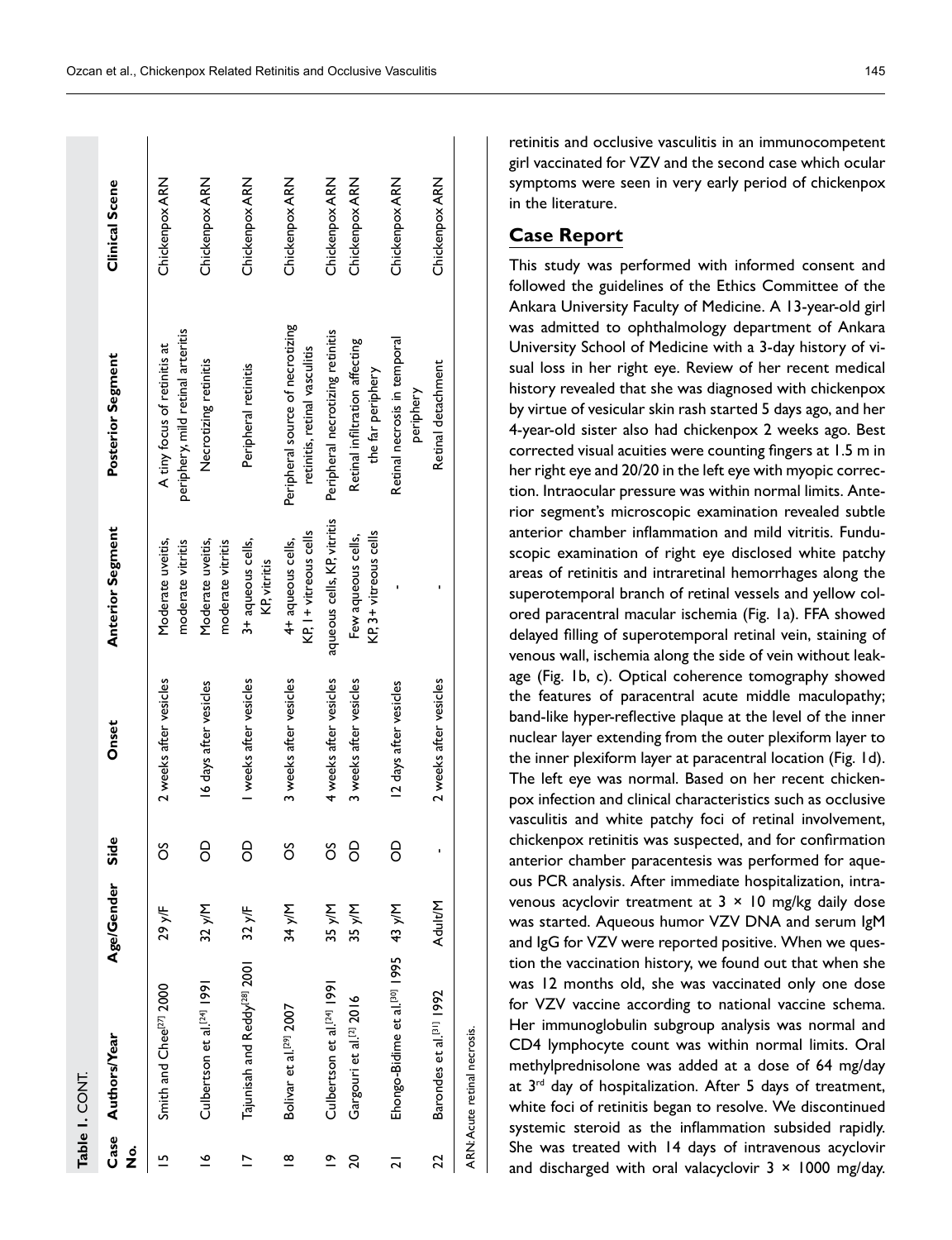**Table 1.** CONT.

| Case No. | Authors/Year | Age/Gender | Side | Onset | Anterior Segment | Posterior Segment | Clinical Scene |
|---|---|---|---|---|---|---|---|
| 15 | Smith and Chee[27] 2000 | 29 y/F | OS | 2 weeks after vesicles | Moderate uveitis, moderate vitritis | A tiny focus of retinitis at periphery, mild retinal arteritis | Chickenpox ARN |
| 16 | Culbertson et al.[24] 1991 | 32 y/M | OD | 16 days after vesicles | Moderate uveitis, moderate vitritis | Necrotizing retinitis | Chickenpox ARN |
| 17 | Tajunisah and Reddy[28] 2001 | 32 y/F | OD | 1 weeks after vesicles | 3+ aqueous cells, KP, vitritis | Peripheral retinitis | Chickenpox ARN |
| 18 | Bolivar et al.[29] 2007 | 34 y/M | OS | 3 weeks after vesicles | 4+ aqueous cells, KP, 1+ vitreous cells | Peripheral source of necrotizing retinitis, retinal vasculitis | Chickenpox ARN |
| 19 | Culbertson et al.[24] 1991 | 35 y/M | OS | 4 weeks after vesicles | aqueous cells, KP, vitritis | Peripheral necrotizing retinitis | Chickenpox ARN |
| 20 | Gargouri et al.[2] 2016 | 35 y/M | OD | 3 weeks after vesicles | Few aqueous cells, KP, 3+ vitreous cells | Retinal infiltration affecting the far periphery | Chickenpox ARN |
| 21 | Ehongo-Bidime et al.[30] 1995 | 43 y/M | OD | 12 days after vesicles | - | Retinal necrosis in temporal periphery | Chickenpox ARN |
| 22 | Barondes et al.[31] 1992 | Adult/M | - | 2 weeks after vesicles | - | Retinal detachment | Chickenpox ARN |

ARN: Acute retinal necrosis.

retinitis and occlusive vasculitis in an immunocompetent girl vaccinated for VZV and the second case which ocular symptoms were seen in very early period of chickenpox in the literature.

## Case Report

This study was performed with informed consent and followed the guidelines of the Ethics Committee of the Ankara University Faculty of Medicine. A 13-year-old girl was admitted to ophthalmology department of Ankara University School of Medicine with a 3-day history of visual loss in her right eye. Review of her recent medical history revealed that she was diagnosed with chickenpox by virtue of vesicular skin rash started 5 days ago, and her 4-year-old sister also had chickenpox 2 weeks ago. Best corrected visual acuities were counting fingers at 1.5 m in her right eye and 20/20 in the left eye with myopic correction. Intraocular pressure was within normal limits. Anterior segment's microscopic examination revealed subtle anterior chamber inflammation and mild vitritis. Funduscopic examination of right eye disclosed white patchy areas of retinitis and intraretinal hemorrhages along the superotemporal branch of retinal vessels and yellow colored paracentral macular ischemia (Fig. 1a). FFA showed delayed filling of superotemporal retinal vein, staining of venous wall, ischemia along the side of vein without leakage (Fig. 1b, c). Optical coherence tomography showed the features of paracentral acute middle maculopathy; band-like hyper-reflective plaque at the level of the inner nuclear layer extending from the outer plexiform layer to the inner plexiform layer at paracentral location (Fig. 1d). The left eye was normal. Based on her recent chickenpox infection and clinical characteristics such as occlusive vasculitis and white patchy foci of retinal involvement, chickenpox retinitis was suspected, and for confirmation anterior chamber paracentesis was performed for aqueous PCR analysis. After immediate hospitalization, intravenous acyclovir treatment at 3 × 10 mg/kg daily dose was started. Aqueous humor VZV DNA and serum IgM and IgG for VZV were reported positive. When we question the vaccination history, we found out that when she was 12 months old, she was vaccinated only one dose for VZV vaccine according to national vaccine schema. Her immunoglobulin subgroup analysis was normal and CD4 lymphocyte count was within normal limits. Oral methylprednisolone was added at a dose of 64 mg/day at 3rd day of hospitalization. After 5 days of treatment, white foci of retinitis began to resolve. We discontinued systemic steroid as the inflammation subsided rapidly. She was treated with 14 days of intravenous acyclovir and discharged with oral valacyclovir 3 × 1000 mg/day.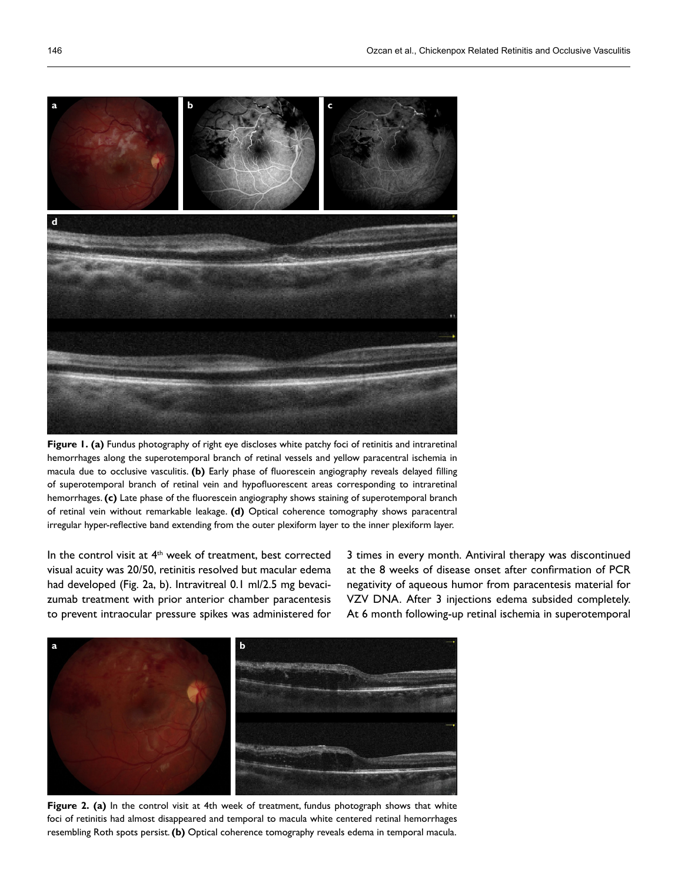**Figure 1. (a)** Fundus photography of right eye discloses white patchy foci of retinitis and intraretinal hemorrhages along the superotemporal branch of retinal vessels and yellow paracentral ischemia in macula due to occlusive vasculitis. **(b)** Early phase of fluorescein angiography reveals delayed filling of superotemporal branch of retinal vein and hypofluorescent areas corresponding to intraretinal hemorrhages. **(c)** Late phase of the fluorescein angiography shows staining of superotemporal branch of retinal vein without remarkable leakage. **(d)** Optical coherence tomography shows paracentral irregular hyper-reflective band extending from the outer plexiform layer to the inner plexiform layer.

In the control visit at 4th week of treatment, best corrected visual acuity was 20/50, retinitis resolved but macular edema had developed (Fig. 2a, b). Intravitreal 0.1 ml/2.5 mg bevacizumab treatment with prior anterior chamber paracentesis to prevent intraocular pressure spikes was administered for 3 times in every month. Antiviral therapy was discontinued at the 8 weeks of disease onset after confirmation of PCR negativity of aqueous humor from paracentesis material for VZV DNA. After 3 injections edema subsided completely. At 6 month following-up retinal ischemia in superotemporal

**Figure 2. (a)** In the control visit at 4th week of treatment, fundus photograph shows that white foci of retinitis had almost disappeared and temporal to macula white centered retinal hemorrhages resembling Roth spots persist. **(b)** Optical coherence tomography reveals edema in temporal macula.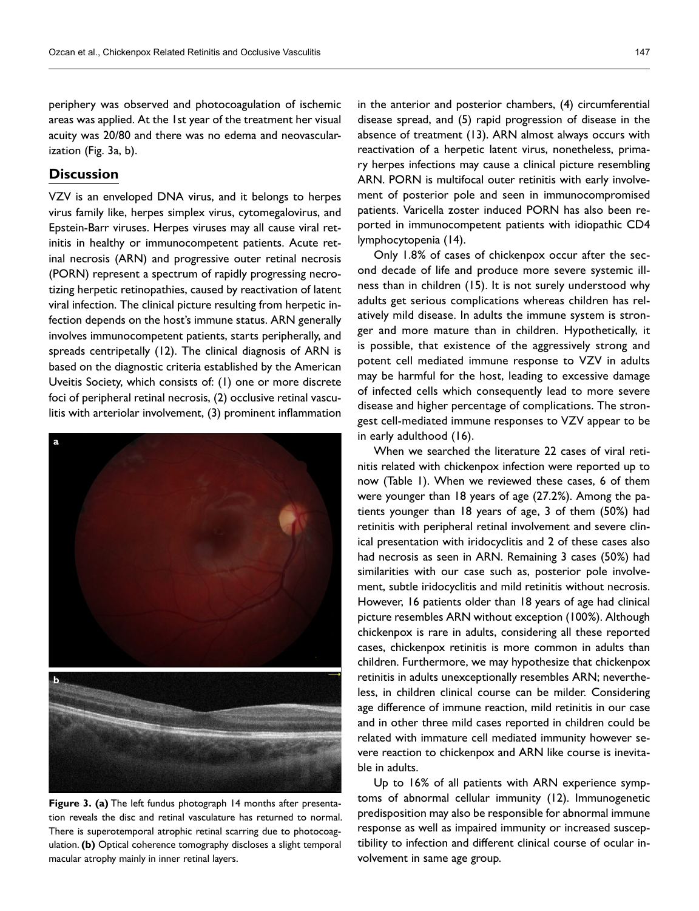periphery was observed and photocoagulation of ischemic areas was applied. At the 1st year of the treatment her visual acuity was 20/80 and there was no edema and neovascularization (Fig. 3a, b).

## Discussion

VZV is an enveloped DNA virus, and it belongs to herpes virus family like, herpes simplex virus, cytomegalovirus, and Epstein-Barr viruses. Herpes viruses may all cause viral retinitis in healthy or immunocompetent patients. Acute retinal necrosis (ARN) and progressive outer retinal necrosis (PORN) represent a spectrum of rapidly progressing necrotizing herpetic retinopathies, caused by reactivation of latent viral infection. The clinical picture resulting from herpetic infection depends on the host's immune status. ARN generally involves immunocompetent patients, starts peripherally, and spreads centripetally (12). The clinical diagnosis of ARN is based on the diagnostic criteria established by the American Uveitis Society, which consists of: (1) one or more discrete foci of peripheral retinal necrosis, (2) occlusive retinal vasculitis with arteriolar involvement, (3) prominent inflammation in the anterior and posterior chambers, (4) circumferential disease spread, and (5) rapid progression of disease in the absence of treatment (13). ARN almost always occurs with reactivation of a herpetic latent virus, nonetheless, primary herpes infections may cause a clinical picture resembling ARN. PORN is multifocal outer retinitis with early involvement of posterior pole and seen in immunocompromised patients. Varicella zoster induced PORN has also been reported in immunocompetent patients with idiopathic CD4 lymphocytopenia (14).

**Figure 3. (a)** The left fundus photograph 14 months after presentation reveals the disc and retinal vasculature has returned to normal. There is superotemporal atrophic retinal scarring due to photocoagulation. **(b)** Optical coherence tomography discloses a slight temporal macular atrophy mainly in inner retinal layers.

Only 1.8% of cases of chickenpox occur after the second decade of life and produce more severe systemic illness than in children (15). It is not surely understood why adults get serious complications whereas children has relatively mild disease. In adults the immune system is stronger and more mature than in children. Hypothetically, it is possible, that existence of the aggressively strong and potent cell mediated immune response to VZV in adults may be harmful for the host, leading to excessive damage of infected cells which consequently lead to more severe disease and higher percentage of complications. The strongest cell-mediated immune responses to VZV appear to be in early adulthood (16).

When we searched the literature 22 cases of viral retinitis related with chickenpox infection were reported up to now (Table 1). When we reviewed these cases, 6 of them were younger than 18 years of age (27.2%). Among the patients younger than 18 years of age, 3 of them (50%) had retinitis with peripheral retinal involvement and severe clinical presentation with iridocyclitis and 2 of these cases also had necrosis as seen in ARN. Remaining 3 cases (50%) had similarities with our case such as, posterior pole involvement, subtle iridocyclitis and mild retinitis without necrosis. However, 16 patients older than 18 years of age had clinical picture resembles ARN without exception (100%). Although chickenpox is rare in adults, considering all these reported cases, chickenpox retinitis is more common in adults than children. Furthermore, we may hypothesize that chickenpox retinitis in adults unexceptionally resembles ARN; nevertheless, in children clinical course can be milder. Considering age difference of immune reaction, mild retinitis in our case and in other three mild cases reported in children could be related with immature cell mediated immunity however severe reaction to chickenpox and ARN like course is inevitable in adults.

Up to 16% of all patients with ARN experience symptoms of abnormal cellular immunity (12). Immunogenetic predisposition may also be responsible for abnormal immune response as well as impaired immunity or increased susceptibility to infection and different clinical course of ocular involvement in same age group.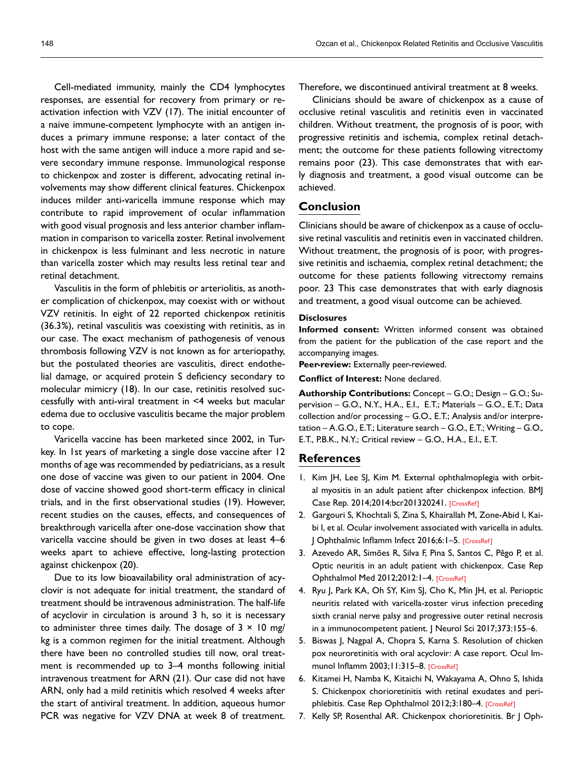Cell-mediated immunity, mainly the CD4 lymphocytes responses, are essential for recovery from primary or reactivation infection with VZV (17). The initial encounter of a naive immune-competent lymphocyte with an antigen induces a primary immune response; a later contact of the host with the same antigen will induce a more rapid and severe secondary immune response. Immunological response to chickenpox and zoster is different, advocating retinal involvements may show different clinical features. Chickenpox induces milder anti-varicella immune response which may contribute to rapid improvement of ocular inflammation with good visual prognosis and less anterior chamber inflammation in comparison to varicella zoster. Retinal involvement in chickenpox is less fulminant and less necrotic in nature than varicella zoster which may results less retinal tear and retinal detachment.

Vasculitis in the form of phlebitis or arteriolitis, as another complication of chickenpox, may coexist with or without VZV retinitis. In eight of 22 reported chickenpox retinitis (36.3%), retinal vasculitis was coexisting with retinitis, as in our case. The exact mechanism of pathogenesis of venous thrombosis following VZV is not known as for arteriopathy, but the postulated theories are vasculitis, direct endothelial damage, or acquired protein S deficiency secondary to molecular mimicry (18). In our case, retinitis resolved successfully with anti-viral treatment in <4 weeks but macular edema due to occlusive vasculitis became the major problem to cope.

Varicella vaccine has been marketed since 2002, in Turkey. In 1st years of marketing a single dose vaccine after 12 months of age was recommended by pediatricians, as a result one dose of vaccine was given to our patient in 2004. One dose of vaccine showed good short-term efficacy in clinical trials, and in the first observational studies (19). However, recent studies on the causes, effects, and consequences of breakthrough varicella after one-dose vaccination show that varicella vaccine should be given in two doses at least 4–6 weeks apart to achieve effective, long-lasting protection against chickenpox (20).

Due to its low bioavailability oral administration of acyclovir is not adequate for initial treatment, the standard of treatment should be intravenous administration. The half-life of acyclovir in circulation is around 3 h, so it is necessary to administer three times daily. The dosage of $3 \times 10$ mg/kg is a common regimen for the initial treatment. Although there have been no controlled studies till now, oral treatment is recommended up to 3–4 months following initial intravenous treatment for ARN (21). Our case did not have ARN, only had a mild retinitis which resolved 4 weeks after the start of antiviral treatment. In addition, aqueous humor PCR was negative for VZV DNA at week 8 of treatment. Therefore, we discontinued antiviral treatment at 8 weeks.

Clinicians should be aware of chickenpox as a cause of occlusive retinal vasculitis and retinitis even in vaccinated children. Without treatment, the prognosis of is poor, with progressive retinitis and ischemia, complex retinal detachment; the outcome for these patients following vitrectomy remains poor (23). This case demonstrates that with early diagnosis and treatment, a good visual outcome can be achieved.

## Conclusion

Clinicians should be aware of chickenpox as a cause of occlusive retinal vasculitis and retinitis even in vaccinated children. Without treatment, the prognosis of is poor, with progressive retinitis and ischaemia, complex retinal detachment; the outcome for these patients following vitrectomy remains poor. 23 This case demonstrates that with early diagnosis and treatment, a good visual outcome can be achieved.

### Disclosures

**Informed consent:** Written informed consent was obtained from the patient for the publication of the case report and the accompanying images.

**Peer-review:** Externally peer-reviewed.

**Conflict of Interest:** None declared.

**Authorship Contributions:** Concept – G.O.; Design – G.O.; Supervision – G.O., N.Y., H.A., E.I., E.T.; Materials – G.O., E.T.; Data collection and/or processing – G.O., E.T.; Analysis and/or interpretation – A.G.O., E.T.; Literature search – G.O., E.T.; Writing – G.O., E.T., P.B.K., N.Y.; Critical review – G.O., H.A., E.I., E.T.

## References

1. Kim JH, Lee SJ, Kim M. External ophthalmoplegia with orbital myositis in an adult patient after chickenpox infection. BMJ Case Rep. 2014;2014:bcr201320241. [CrossRef]
2. Gargouri S, Khochtali S, Zina S, Khairallah M, Zone-Abid I, Kaibi I, et al. Ocular involvement associated with varicella in adults. J Ophthalmic Inflamm Infect 2016;6:1–5. [CrossRef]
3. Azevedo AR, Simões R, Silva F, Pina S, Santos C, Pêgo P, et al. Optic neuritis in an adult patient with chickenpox. Case Rep Ophthalmol Med 2012;2012:1–4. [CrossRef]
4. Ryu J, Park KA, Oh SY, Kim SJ, Cho K, Min JH, et al. Perioptic neuritis related with varicella-zoster virus infection preceding sixth cranial nerve palsy and progressive outer retinal necrosis in a immunocompetent patient. J Neurol Sci 2017;373:155–6.
5. Biswas J, Nagpal A, Chopra S, Karna S. Resolution of chicken pox neuroretinitis with oral acyclovir: A case report. Ocul Immunol Inflamm 2003;11:315–8. [CrossRef]
6. Kitamei H, Namba K, Kitaichi N, Wakayama A, Ohno S, Ishida S. Chickenpox chorioretinitis with retinal exudates and periphlebitis. Case Rep Ophthalmol 2012;3:180–4. [CrossRef]
7. Kelly SP, Rosenthal AR. Chickenpox chorioretinitis. Br J Oph-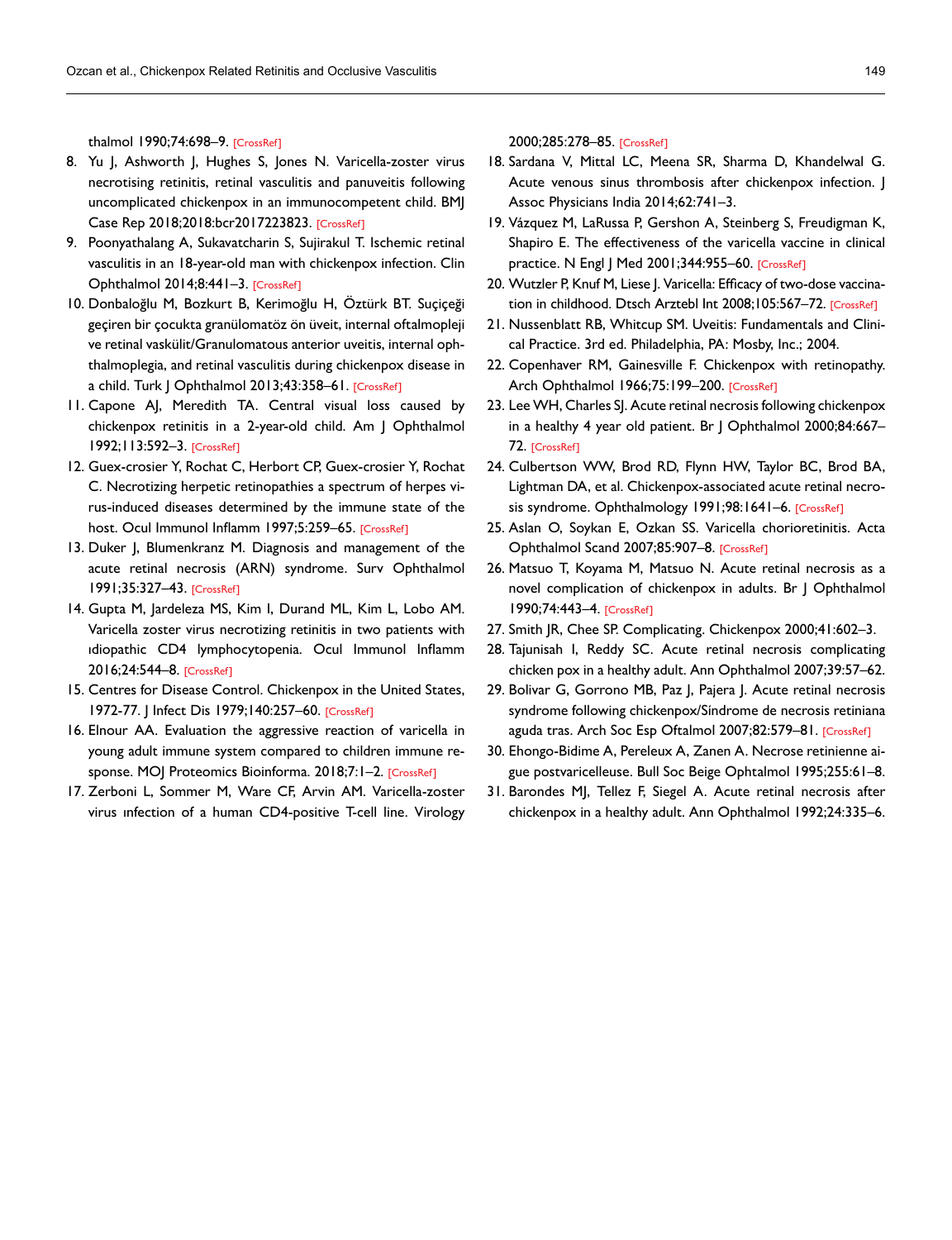thalmol 1990;74:698–9. [CrossRef]

8. Yu J, Ashworth J, Hughes S, Jones N. Varicella-zoster virus necrotising retinitis, retinal vasculitis and panuveitis following uncomplicated chickenpox in an immunocompetent child. BMJ Case Rep 2018;2018:bcr2017223823. [CrossRef]
9. Poonyathalang A, Sukavatcharin S, Sujirakul T. Ischemic retinal vasculitis in an 18-year-old man with chickenpox infection. Clin Ophthalmol 2014;8:441–3. [CrossRef]
10. Donbaloğlu M, Bozkurt B, Kerimoğlu H, Öztürk BT. Suçiçeği geçiren bir çocukta granülomatöz ön üveit, internal oftalmopleji ve retinal vaskülit/Granulomatous anterior uveitis, internal ophthalmoplegia, and retinal vasculitis during chickenpox disease in a child. Turk J Ophthalmol 2013;43:358–61. [CrossRef]
11. Capone AJ, Meredith TA. Central visual loss caused by chickenpox retinitis in a 2-year-old child. Am J Ophthalmol 1992;113:592–3. [CrossRef]
12. Guex-crosier Y, Rochat C, Herbort CP, Guex-crosier Y, Rochat C. Necrotizing herpetic retinopathies a spectrum of herpes virus-induced diseases determined by the immune state of the host. Ocul Immunol Inflamm 1997;5:259–65. [CrossRef]
13. Duker J, Blumenkranz M. Diagnosis and management of the acute retinal necrosis (ARN) syndrome. Surv Ophthalmol 1991;35:327–43. [CrossRef]
14. Gupta M, Jardeleza MS, Kim I, Durand ML, Kim L, Lobo AM. Varicella zoster virus necrotizing retinitis in two patients with ıdiopathic CD4 lymphocytopenia. Ocul Immunol Inflamm 2016;24:544–8. [CrossRef]
15. Centres for Disease Control. Chickenpox in the United States, 1972-77. J Infect Dis 1979;140:257–60. [CrossRef]
16. Elnour AA. Evaluation the aggressive reaction of varicella in young adult immune system compared to children immune response. MOJ Proteomics Bioinforma. 2018;7:1–2. [CrossRef]
17. Zerboni L, Sommer M, Ware CF, Arvin AM. Varicella-zoster virus ınfection of a human CD4-positive T-cell line. Virology 2000;285:278–85. [CrossRef]
18. Sardana V, Mittal LC, Meena SR, Sharma D, Khandelwal G. Acute venous sinus thrombosis after chickenpox infection. J Assoc Physicians India 2014;62:741–3.
19. Vázquez M, LaRussa P, Gershon A, Steinberg S, Freudigman K, Shapiro E. The effectiveness of the varicella vaccine in clinical practice. N Engl J Med 2001;344:955–60. [CrossRef]
20. Wutzler P, Knuf M, Liese J. Varicella: Efficacy of two-dose vaccination in childhood. Dtsch Arztebl Int 2008;105:567–72. [CrossRef]
21. Nussenblatt RB, Whitcup SM. Uveitis: Fundamentals and Clinical Practice. 3rd ed. Philadelphia, PA: Mosby, Inc.; 2004.
22. Copenhaver RM, Gainesville F. Chickenpox with retinopathy. Arch Ophthalmol 1966;75:199–200. [CrossRef]
23. Lee WH, Charles SJ. Acute retinal necrosis following chickenpox in a healthy 4 year old patient. Br J Ophthalmol 2000;84:667–72. [CrossRef]
24. Culbertson WW, Brod RD, Flynn HW, Taylor BC, Brod BA, Lightman DA, et al. Chickenpox-associated acute retinal necrosis syndrome. Ophthalmology 1991;98:1641–6. [CrossRef]
25. Aslan O, Soykan E, Ozkan SS. Varicella chorioretinitis. Acta Ophthalmol Scand 2007;85:907–8. [CrossRef]
26. Matsuo T, Koyama M, Matsuo N. Acute retinal necrosis as a novel complication of chickenpox in adults. Br J Ophthalmol 1990;74:443–4. [CrossRef]
27. Smith JR, Chee SP. Complicating. Chickenpox 2000;41:602–3.
28. Tajunisah I, Reddy SC. Acute retinal necrosis complicating chicken pox in a healthy adult. Ann Ophthalmol 2007;39:57–62.
29. Bolivar G, Gorrono MB, Paz J, Pajera J. Acute retinal necrosis syndrome following chickenpox/Síndrome de necrosis retiniana aguda tras. Arch Soc Esp Oftalmol 2007;82:579–81. [CrossRef]
30. Ehongo-Bidime A, Pereleux A, Zanen A. Necrose retinienne aigue postvaricelleuse. Bull Soc Beige Ophtalmol 1995;255:61–8.
31. Barondes MJ, Tellez F, Siegel A. Acute retinal necrosis after chickenpox in a healthy adult. Ann Ophthalmol 1992;24:335–6.